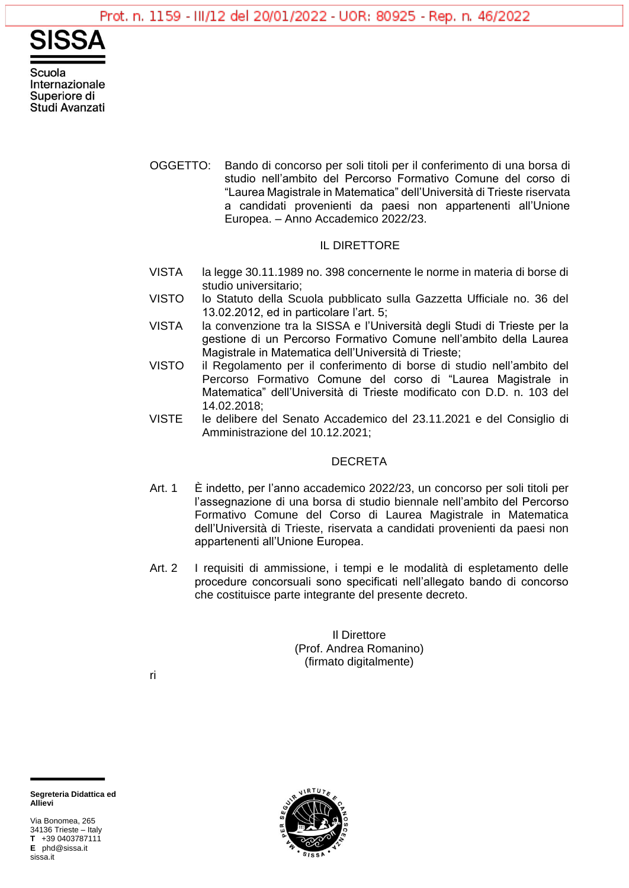Prot. n. 1159 - III/12 del 20/01/2022 - UOR: 80925 - Rep. n. 46/2022

**SISSA**
Scuola Internazionale Superiore di Studi Avanzati

OGGETTO: Bando di concorso per soli titoli per il conferimento di una borsa di studio nell'ambito del Percorso Formativo Comune del corso di "Laurea Magistrale in Matematica" dell'Università di Trieste riservata a candidati provenienti da paesi non appartenenti all'Unione Europea. – Anno Accademico 2022/23.

IL DIRETTORE

VISTA la legge 30.11.1989 no. 398 concernente le norme in materia di borse di studio universitario;

VISTO lo Statuto della Scuola pubblicato sulla Gazzetta Ufficiale no. 36 del 13.02.2012, ed in particolare l'art. 5;

VISTA la convenzione tra la SISSA e l'Università degli Studi di Trieste per la gestione di un Percorso Formativo Comune nell'ambito della Laurea Magistrale in Matematica dell'Università di Trieste;

VISTO il Regolamento per il conferimento di borse di studio nell'ambito del Percorso Formativo Comune del corso di "Laurea Magistrale in Matematica" dell'Università di Trieste modificato con D.D. n. 103 del 14.02.2018;

VISTE le delibere del Senato Accademico del 23.11.2021 e del Consiglio di Amministrazione del 10.12.2021;

DECRETA

Art. 1 È indetto, per l'anno accademico 2022/23, un concorso per soli titoli per l'assegnazione di una borsa di studio biennale nell'ambito del Percorso Formativo Comune del Corso di Laurea Magistrale in Matematica dell'Università di Trieste, riservata a candidati provenienti da paesi non appartenenti all'Unione Europea.

Art. 2 I requisiti di ammissione, i tempi e le modalità di espletamento delle procedure concorsuali sono specificati nell'allegato bando di concorso che costituisce parte integrante del presente decreto.

Il Direttore
(Prof. Andrea Romanino)
(firmato digitalmente)

ri

**Segreteria Didattica ed Allievi**

Via Bonomea, 265
34136 Trieste – Italy
**T** +39 0403787111
**E** phd@sissa.it
sissa.it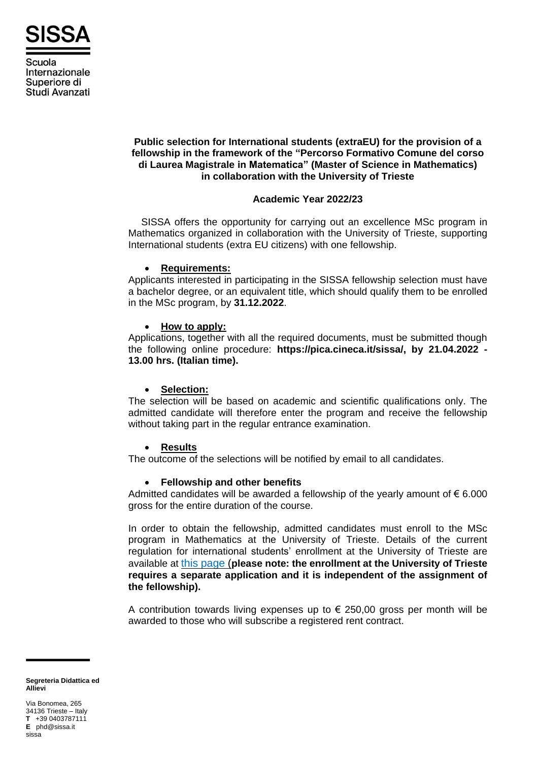**Public selection for International students (extraEU) for the provision of a fellowship in the framework of the "Percorso Formativo Comune del corso di Laurea Magistrale in Matematica" (Master of Science in Mathematics) in collaboration with the University of Trieste**

**Academic Year 2022/23**

SISSA offers the opportunity for carrying out an excellence MSc program in Mathematics organized in collaboration with the University of Trieste, supporting International students (extra EU citizens) with one fellowship.

- **Requirements:**

Applicants interested in participating in the SISSA fellowship selection must have a bachelor degree, or an equivalent title, which should qualify them to be enrolled in the MSc program, by **31.12.2022**.

- **How to apply:**

Applications, together with all the required documents, must be submitted though the following online procedure: **https://pica.cineca.it/sissa/, by 21.04.2022 - 13.00 hrs. (Italian time).**

- **Selection:**

The selection will be based on academic and scientific qualifications only. The admitted candidate will therefore enter the program and receive the fellowship without taking part in the regular entrance examination.

- **Results**

The outcome of the selections will be notified by email to all candidates.

- **Fellowship and other benefits**

Admitted candidates will be awarded a fellowship of the yearly amount of € 6.000 gross for the entire duration of the course.

In order to obtain the fellowship, admitted candidates must enroll to the MSc program in Mathematics at the University of Trieste. Details of the current regulation for international students' enrollment at the University of Trieste are available at this page (**please note: the enrollment at the University of Trieste requires a separate application and it is independent of the assignment of the fellowship).**

A contribution towards living expenses up to € 250,00 gross per month will be awarded to those who will subscribe a registered rent contract.

**Segreteria Didattica ed Allievi**

Via Bonomea, 265
34136 Trieste – Italy
**T** +39 0403787111
**E** phd@sissa.it
sissa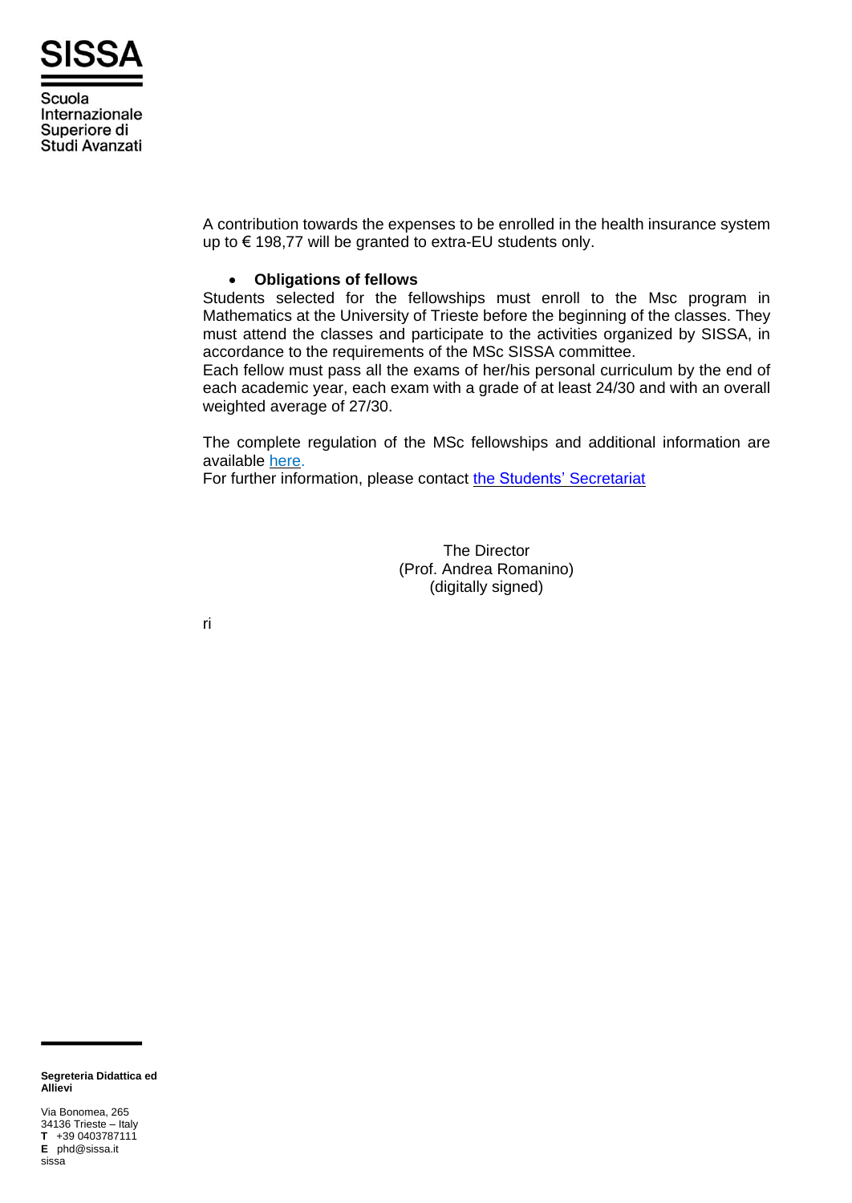A contribution towards the expenses to be enrolled in the health insurance system up to € 198,77 will be granted to extra-EU students only.

- **Obligations of fellows**

Students selected for the fellowships must enroll to the Msc program in Mathematics at the University of Trieste before the beginning of the classes. They must attend the classes and participate to the activities organized by SISSA, in accordance to the requirements of the MSc SISSA committee.
Each fellow must pass all the exams of her/his personal curriculum by the end of each academic year, each exam with a grade of at least 24/30 and with an overall weighted average of 27/30.

The complete regulation of the MSc fellowships and additional information are available here.
For further information, please contact the Students' Secretariat

The Director
(Prof. Andrea Romanino)
(digitally signed)

ri

**Segreteria Didattica ed Allievi**

Via Bonomea, 265
34136 Trieste – Italy
**T** +39 0403787111
**E** phd@sissa.it
sissa